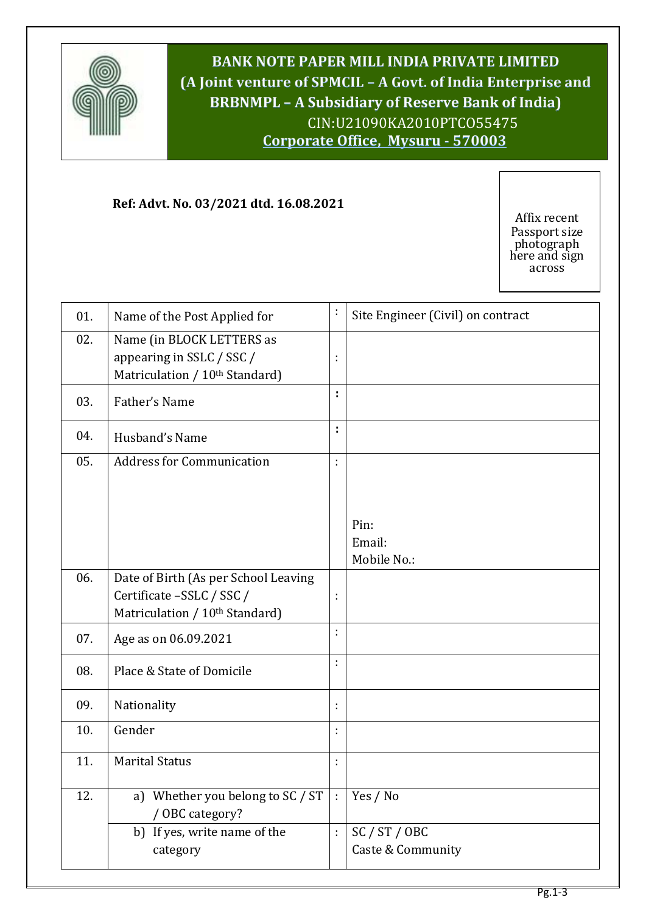# BANK NOTE PAPER MILL INDIA PRIVATE LIMITED

**(A Joint venture of SPMCIL – A Govt. of India Enterprise and BRBNMPL – A Subsidiary of Reserve Bank of India)**

CIN:U21090KA2010PTCO55475

**Corporate Office, Mysuru - 570003**

**Ref: Advt. No. 03/2021 dtd. 16.08.2021**

Affix recent Passport size photograph here and sign across

| | | | |
|---|---|---|---|
| 01. | Name of the Post Applied for | : | Site Engineer (Civil) on contract |
| 02. | Name (in BLOCK LETTERS as appearing in SSLC / SSC / Matriculation / 10th Standard) | : | |
| 03. | Father's Name | : | |
| 04. | Husband's Name | : | |
| 05. | Address for Communication | : | Pin:<br>Email:<br>Mobile No.: |
| 06. | Date of Birth (As per School Leaving Certificate –SSLC / SSC / Matriculation / 10th Standard) | : | |
| 07. | Age as on 06.09.2021 | : | |
| 08. | Place & State of Domicile | : | |
| 09. | Nationality | : | |
| 10. | Gender | : | |
| 11. | Marital Status | : | |
| 12. | a) Whether you belong to SC / ST / OBC category? | : | Yes / No |
| | b) If yes, write name of the category | : | SC / ST / OBC<br>Caste & Community |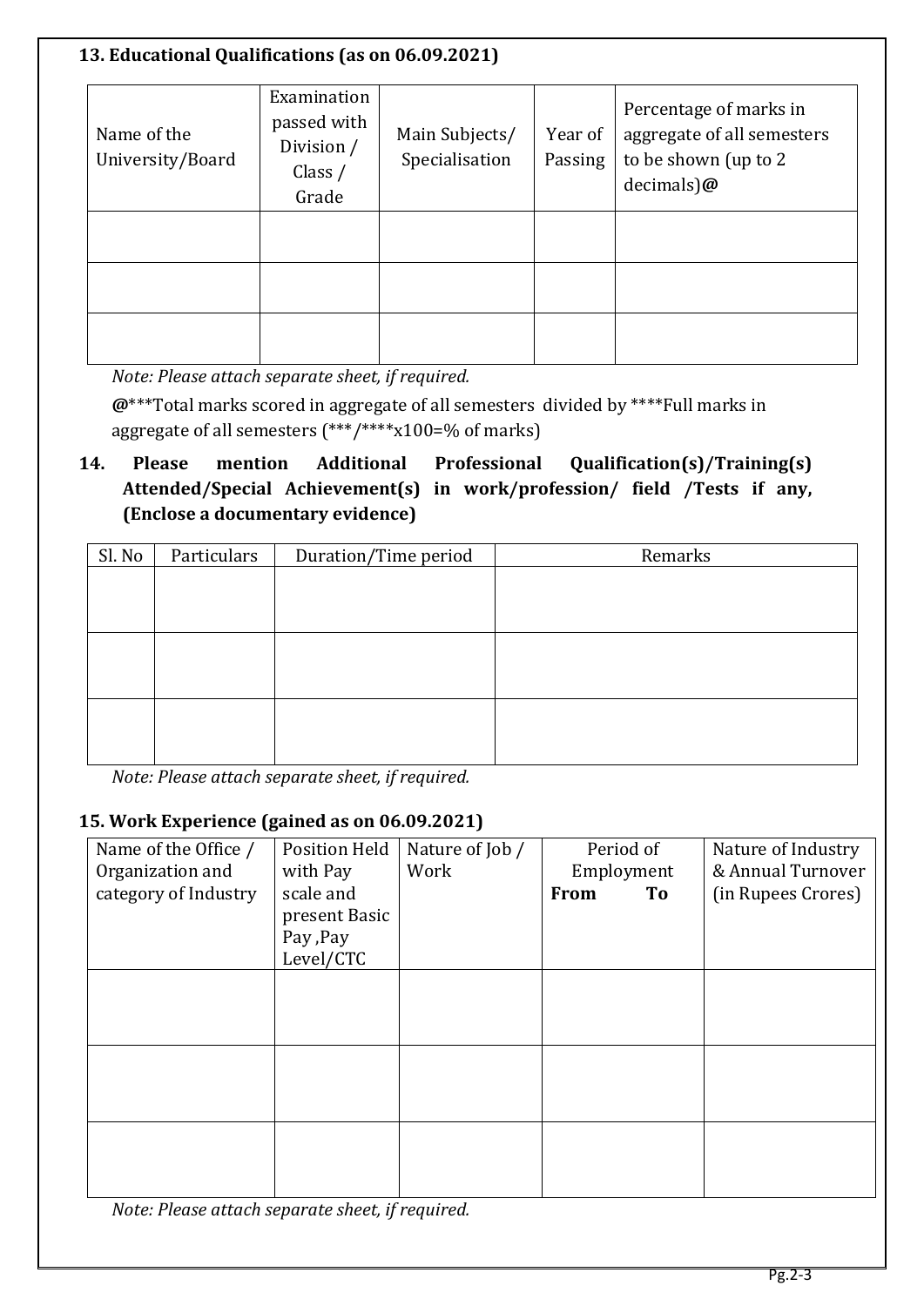### 13. Educational Qualifications (as on 06.09.2021)

| Name of the University/Board | Examination passed with Division / Class / Grade | Main Subjects/ Specialisation | Year of Passing | Percentage of marks in aggregate of all semesters to be shown (up to 2 decimals)**@** |
|---|---|---|---|---|
| | | | | |
| | | | | |
| | | | | |

*Note: Please attach separate sheet, if required.*

**@*****Total marks scored in aggregate of all semesters divided by ****Full marks in aggregate of all semesters (***/****x100=% of marks)

### 14. Please mention Additional Professional Qualification(s)/Training(s) Attended/Special Achievement(s) in work/profession/ field /Tests if any, (Enclose a documentary evidence)

| Sl. No | Particulars | Duration/Time period | Remarks |
|---|---|---|---|
| | | | |
| | | | |
| | | | |

*Note: Please attach separate sheet, if required.*

### 15. Work Experience (gained as on 06.09.2021)

| Name of the Office / Organization and category of Industry | Position Held with Pay scale and present Basic Pay ,Pay Level/CTC | Nature of Job / Work | Period of Employment **From** **To** | Nature of Industry & Annual Turnover (in Rupees Crores) |
|---|---|---|---|---|
| | | | | |
| | | | | |
| | | | | |

*Note: Please attach separate sheet, if required.*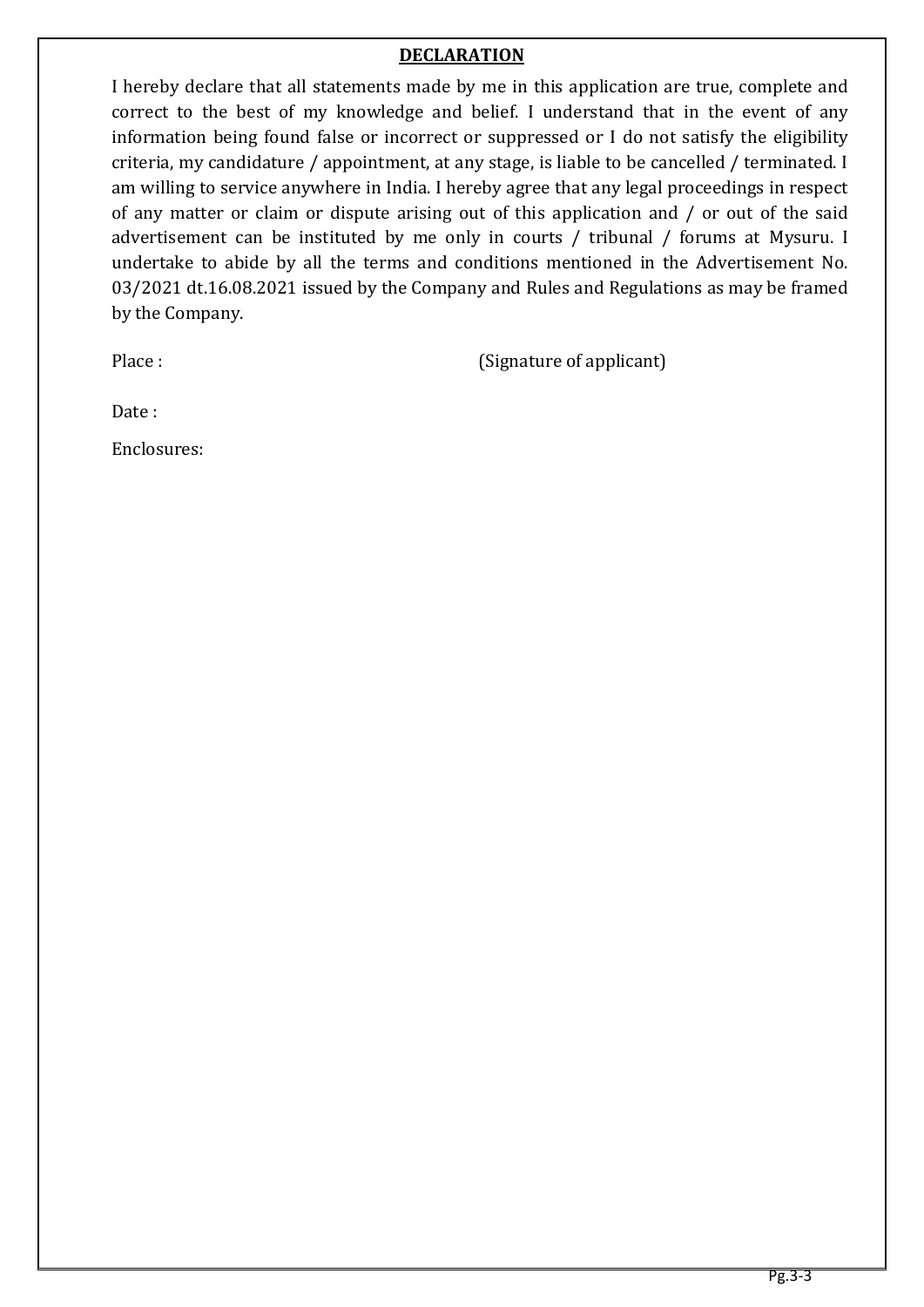## DECLARATION

I hereby declare that all statements made by me in this application are true, complete and correct to the best of my knowledge and belief. I understand that in the event of any information being found false or incorrect or suppressed or I do not satisfy the eligibility criteria, my candidature / appointment, at any stage, is liable to be cancelled / terminated. I am willing to service anywhere in India. I hereby agree that any legal proceedings in respect of any matter or claim or dispute arising out of this application and / or out of the said advertisement can be instituted by me only in courts / tribunal / forums at Mysuru. I undertake to abide by all the terms and conditions mentioned in the Advertisement No. 03/2021 dt.16.08.2021 issued by the Company and Rules and Regulations as may be framed by the Company.

Place : (Signature of applicant)

Date :

Enclosures: